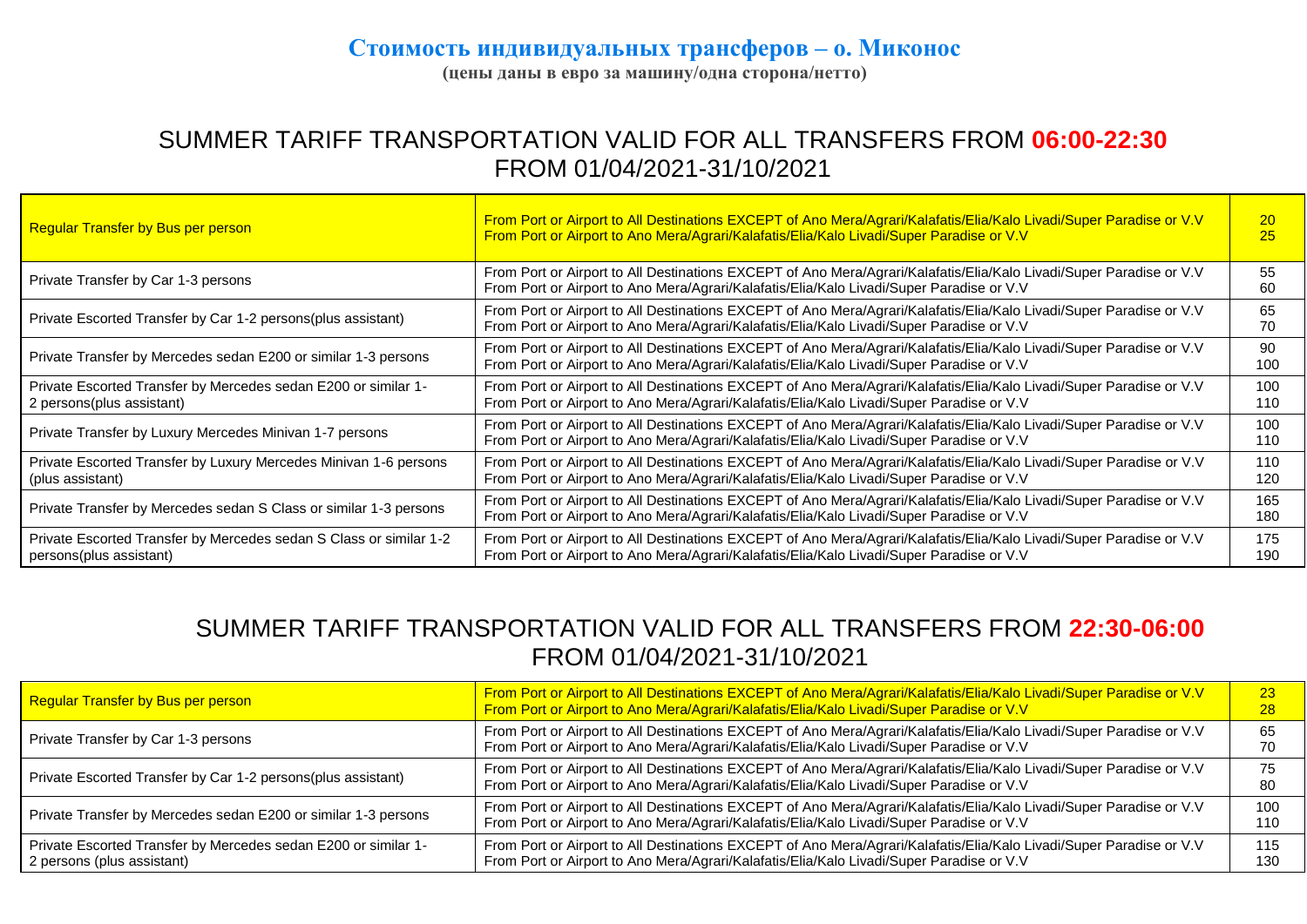## Стоимость индивидуальных трансферов – о. Миконос

**(цены даны в евро за машину/одна сторона/нетто)**

## SUMMER TARIFF TRANSPORTATION VALID FOR ALL TRANSFERS FROM 06:00-22:30 FROM 01/04/2021-31/10/2021

| Transfer type | Route | Price |
|---|---|---|
| Regular Transfer by Bus per person | From Port or Airport to All Destinations EXCEPT of Ano Mera/Agrari/Kalafatis/Elia/Kalo Livadi/Super Paradise or V.V<br>From Port or Airport to Ano Mera/Agrari/Kalafatis/Elia/Kalo Livadi/Super Paradise or V.V | 20<br>25 |
| Private Transfer by Car 1-3 persons | From Port or Airport to All Destinations EXCEPT of Ano Mera/Agrari/Kalafatis/Elia/Kalo Livadi/Super Paradise or V.V<br>From Port or Airport to Ano Mera/Agrari/Kalafatis/Elia/Kalo Livadi/Super Paradise or V.V | 55<br>60 |
| Private Escorted Transfer by Car 1-2 persons(plus assistant) | From Port or Airport to All Destinations EXCEPT of Ano Mera/Agrari/Kalafatis/Elia/Kalo Livadi/Super Paradise or V.V<br>From Port or Airport to Ano Mera/Agrari/Kalafatis/Elia/Kalo Livadi/Super Paradise or V.V | 65<br>70 |
| Private Transfer by Mercedes sedan E200 or similar 1-3 persons | From Port or Airport to All Destinations EXCEPT of Ano Mera/Agrari/Kalafatis/Elia/Kalo Livadi/Super Paradise or V.V<br>From Port or Airport to Ano Mera/Agrari/Kalafatis/Elia/Kalo Livadi/Super Paradise or V.V | 90<br>100 |
| Private Escorted Transfer by Mercedes sedan E200 or similar 1-2 persons(plus assistant) | From Port or Airport to All Destinations EXCEPT of Ano Mera/Agrari/Kalafatis/Elia/Kalo Livadi/Super Paradise or V.V<br>From Port or Airport to Ano Mera/Agrari/Kalafatis/Elia/Kalo Livadi/Super Paradise or V.V | 100<br>110 |
| Private Transfer by Luxury Mercedes Minivan 1-7 persons | From Port or Airport to All Destinations EXCEPT of Ano Mera/Agrari/Kalafatis/Elia/Kalo Livadi/Super Paradise or V.V<br>From Port or Airport to Ano Mera/Agrari/Kalafatis/Elia/Kalo Livadi/Super Paradise or V.V | 100<br>110 |
| Private Escorted Transfer by Luxury Mercedes Minivan 1-6 persons (plus assistant) | From Port or Airport to All Destinations EXCEPT of Ano Mera/Agrari/Kalafatis/Elia/Kalo Livadi/Super Paradise or V.V<br>From Port or Airport to Ano Mera/Agrari/Kalafatis/Elia/Kalo Livadi/Super Paradise or V.V | 110<br>120 |
| Private Transfer by Mercedes sedan S Class or similar 1-3 persons | From Port or Airport to All Destinations EXCEPT of Ano Mera/Agrari/Kalafatis/Elia/Kalo Livadi/Super Paradise or V.V<br>From Port or Airport to Ano Mera/Agrari/Kalafatis/Elia/Kalo Livadi/Super Paradise or V.V | 165<br>180 |
| Private Escorted Transfer by Mercedes sedan S Class or similar 1-2 persons(plus assistant) | From Port or Airport to All Destinations EXCEPT of Ano Mera/Agrari/Kalafatis/Elia/Kalo Livadi/Super Paradise or V.V<br>From Port or Airport to Ano Mera/Agrari/Kalafatis/Elia/Kalo Livadi/Super Paradise or V.V | 175<br>190 |

## SUMMER TARIFF TRANSPORTATION VALID FOR ALL TRANSFERS FROM 22:30-06:00 FROM 01/04/2021-31/10/2021

| Transfer type | Route | Price |
|---|---|---|
| Regular Transfer by Bus per person | From Port or Airport to All Destinations EXCEPT of Ano Mera/Agrari/Kalafatis/Elia/Kalo Livadi/Super Paradise or V.V<br>From Port or Airport to Ano Mera/Agrari/Kalafatis/Elia/Kalo Livadi/Super Paradise or V.V | 23<br>28 |
| Private Transfer by Car 1-3 persons | From Port or Airport to All Destinations EXCEPT of Ano Mera/Agrari/Kalafatis/Elia/Kalo Livadi/Super Paradise or V.V<br>From Port or Airport to Ano Mera/Agrari/Kalafatis/Elia/Kalo Livadi/Super Paradise or V.V | 65<br>70 |
| Private Escorted Transfer by Car 1-2 persons(plus assistant) | From Port or Airport to All Destinations EXCEPT of Ano Mera/Agrari/Kalafatis/Elia/Kalo Livadi/Super Paradise or V.V<br>From Port or Airport to Ano Mera/Agrari/Kalafatis/Elia/Kalo Livadi/Super Paradise or V.V | 75<br>80 |
| Private Transfer by Mercedes sedan E200 or similar 1-3 persons | From Port or Airport to All Destinations EXCEPT of Ano Mera/Agrari/Kalafatis/Elia/Kalo Livadi/Super Paradise or V.V<br>From Port or Airport to Ano Mera/Agrari/Kalafatis/Elia/Kalo Livadi/Super Paradise or V.V | 100<br>110 |
| Private Escorted Transfer by Mercedes sedan E200 or similar 1-2 persons (plus assistant) | From Port or Airport to All Destinations EXCEPT of Ano Mera/Agrari/Kalafatis/Elia/Kalo Livadi/Super Paradise or V.V<br>From Port or Airport to Ano Mera/Agrari/Kalafatis/Elia/Kalo Livadi/Super Paradise or V.V | 115<br>130 |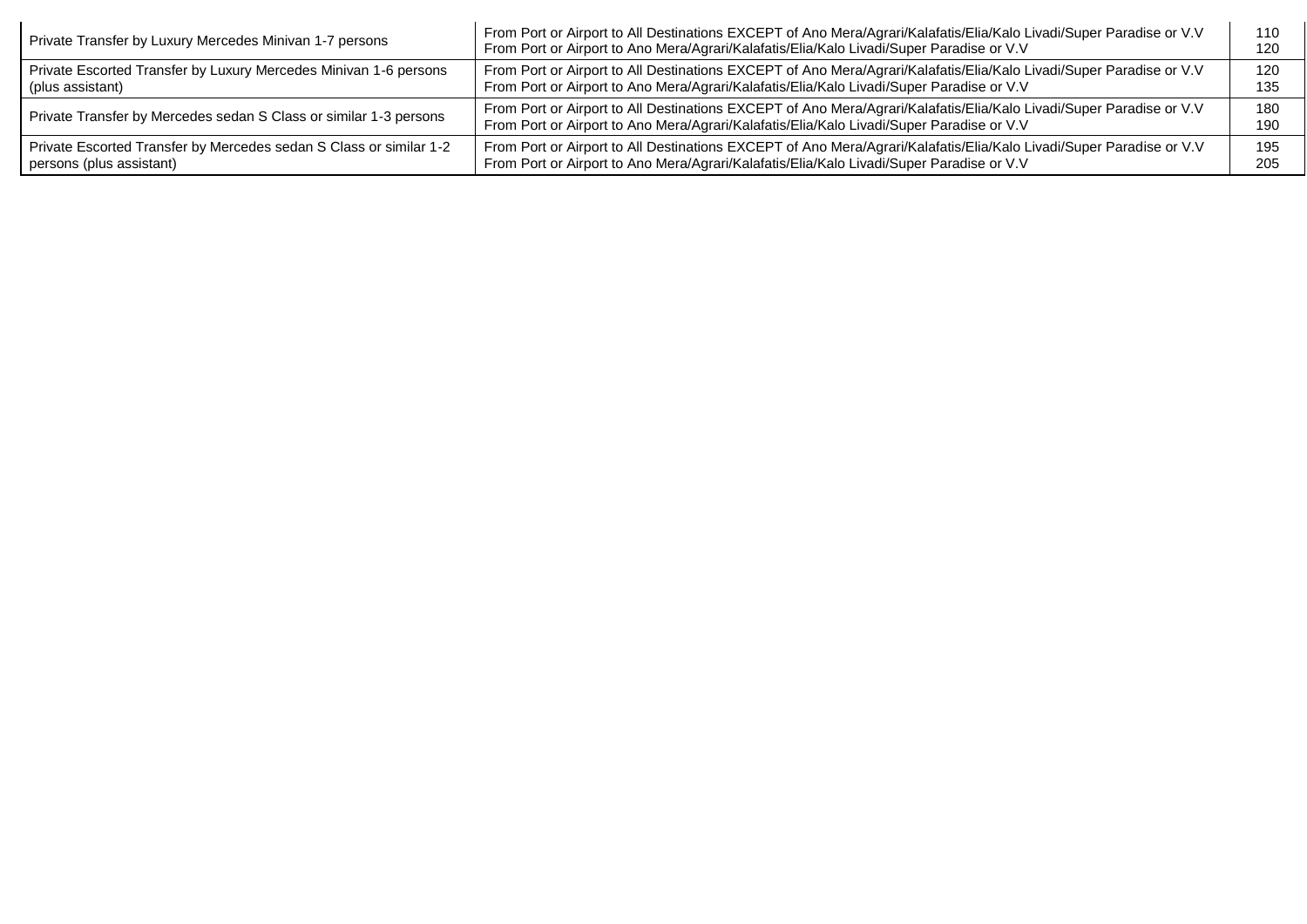| | | |
|---|---|---|
| Private Transfer by Luxury Mercedes Minivan 1-7 persons | From Port or Airport to All Destinations EXCEPT of Ano Mera/Agrari/Kalafatis/Elia/Kalo Livadi/Super Paradise or V.V<br>From Port or Airport to Ano Mera/Agrari/Kalafatis/Elia/Kalo Livadi/Super Paradise or V.V | 110<br>120 |
| Private Escorted Transfer by Luxury Mercedes Minivan 1-6 persons (plus assistant) | From Port or Airport to All Destinations EXCEPT of Ano Mera/Agrari/Kalafatis/Elia/Kalo Livadi/Super Paradise or V.V<br>From Port or Airport to Ano Mera/Agrari/Kalafatis/Elia/Kalo Livadi/Super Paradise or V.V | 120<br>135 |
| Private Transfer by Mercedes sedan S Class or similar 1-3 persons | From Port or Airport to All Destinations EXCEPT of Ano Mera/Agrari/Kalafatis/Elia/Kalo Livadi/Super Paradise or V.V<br>From Port or Airport to Ano Mera/Agrari/Kalafatis/Elia/Kalo Livadi/Super Paradise or V.V | 180<br>190 |
| Private Escorted Transfer by Mercedes sedan S Class or similar 1-2 persons (plus assistant) | From Port or Airport to All Destinations EXCEPT of Ano Mera/Agrari/Kalafatis/Elia/Kalo Livadi/Super Paradise or V.V<br>From Port or Airport to Ano Mera/Agrari/Kalafatis/Elia/Kalo Livadi/Super Paradise or V.V | 195<br>205 |